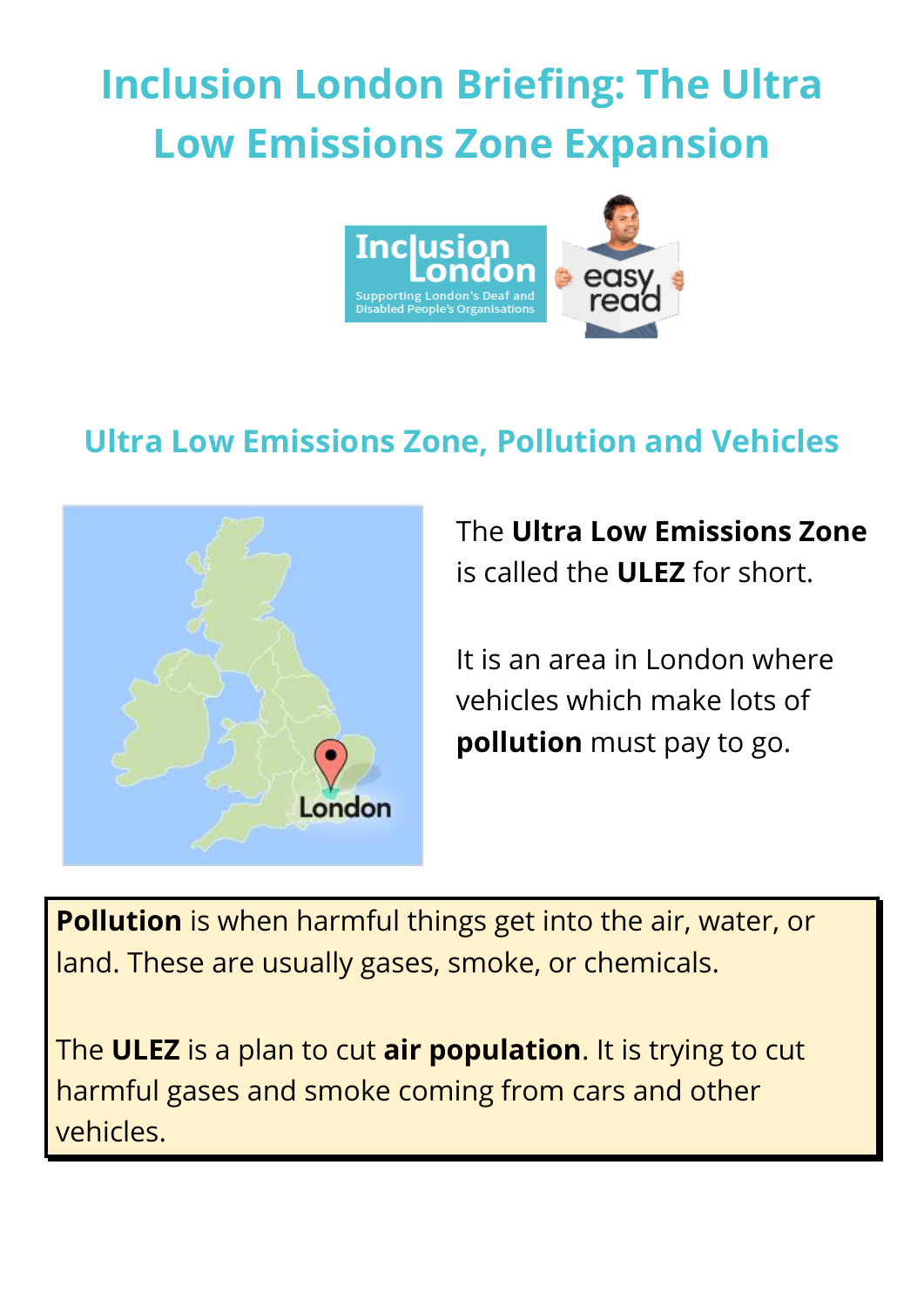# Inclusion London Briefing: The Ultra Low Emissions Zone Expansion

## Ultra Low Emissions Zone, Pollution and Vehicles

The **Ultra Low Emissions Zone** is called the **ULEZ** for short.

It is an area in London where vehicles which make lots of **pollution** must pay to go.

**Pollution** is when harmful things get into the air, water, or land. These are usually gases, smoke, or chemicals.

The **ULEZ** is a plan to cut **air population**. It is trying to cut harmful gases and smoke coming from cars and other vehicles.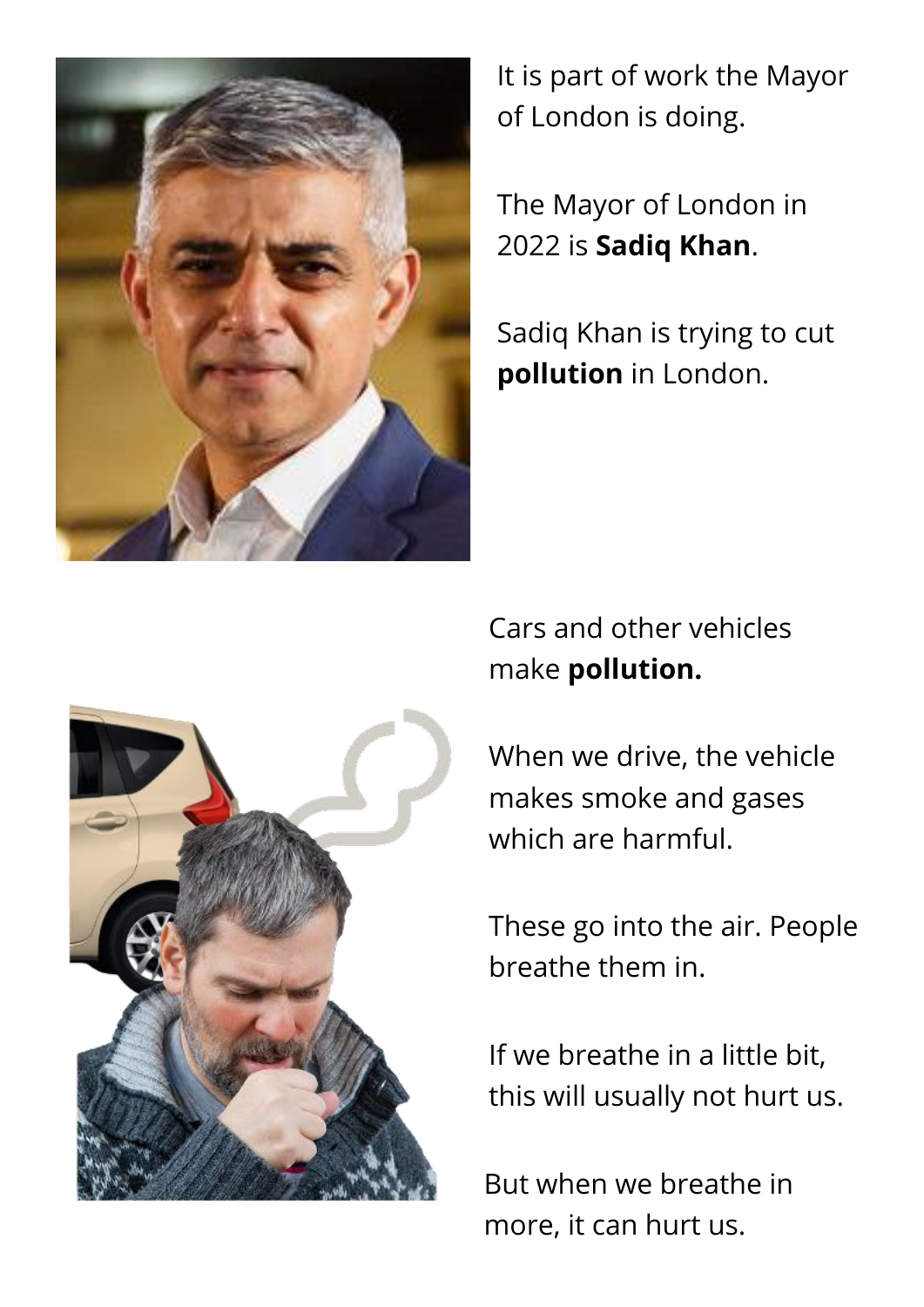It is part of work the Mayor of London is doing.

The Mayor of London in 2022 is **Sadiq Khan**.

Sadiq Khan is trying to cut **pollution** in London.

Cars and other vehicles make **pollution.**

When we drive, the vehicle makes smoke and gases which are harmful.

These go into the air. People breathe them in.

If we breathe in a little bit, this will usually not hurt us.

But when we breathe in more, it can hurt us.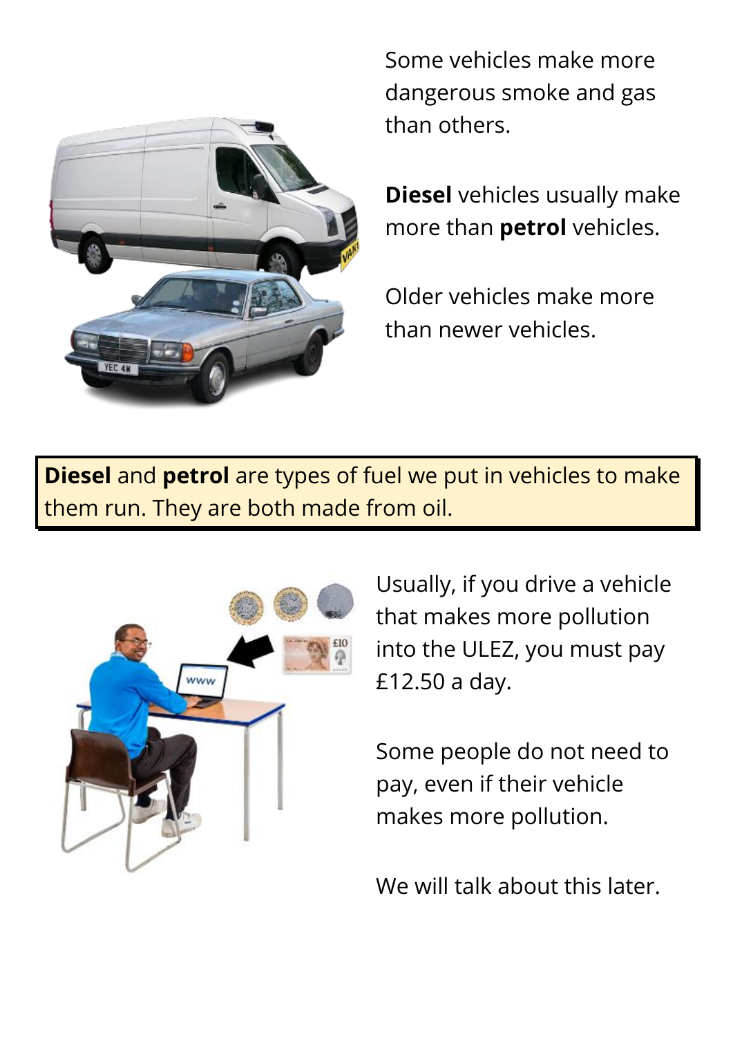Some vehicles make more dangerous smoke and gas than others.

**Diesel** vehicles usually make more than **petrol** vehicles.

Older vehicles make more than newer vehicles.

**Diesel** and **petrol** are types of fuel we put in vehicles to make them run. They are both made from oil.

Usually, if you drive a vehicle that makes more pollution into the ULEZ, you must pay £12.50 a day.

Some people do not need to pay, even if their vehicle makes more pollution.

We will talk about this later.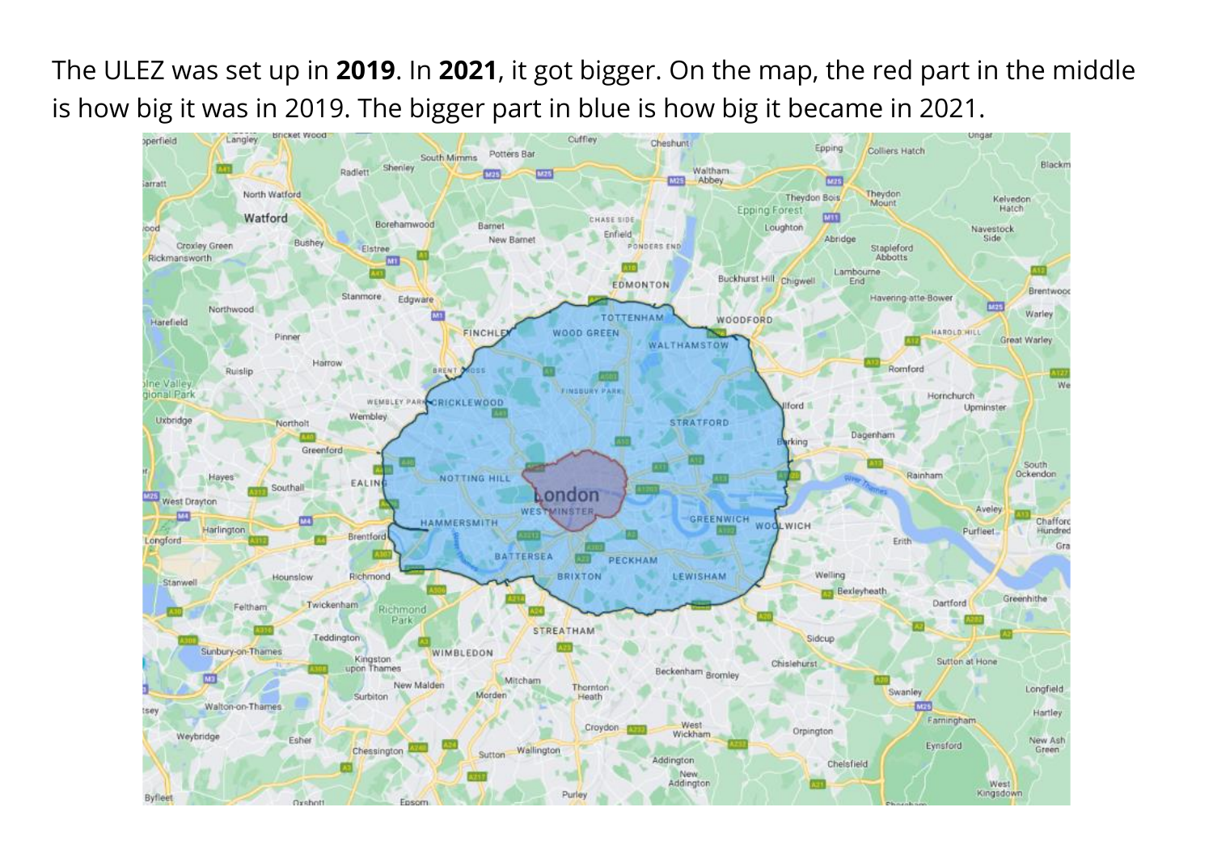The ULEZ was set up in **2019**. In **2021**, it got bigger. On the map, the red part in the middle is how big it was in 2019. The bigger part in blue is how big it became in 2021.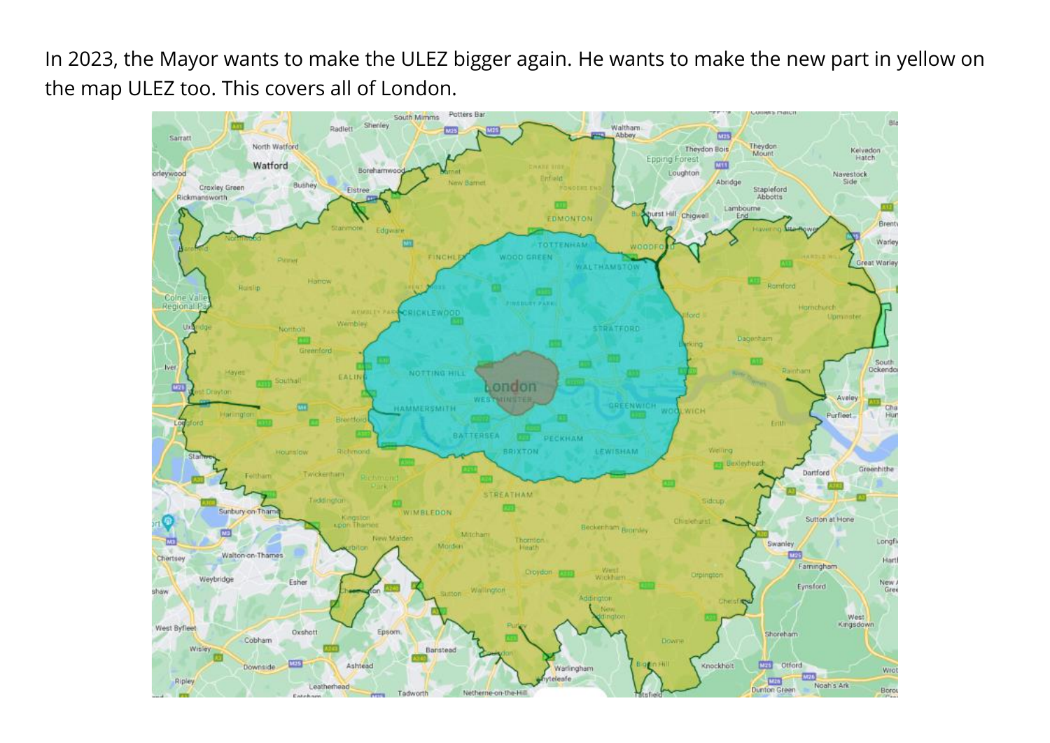In 2023, the Mayor wants to make the ULEZ bigger again. He wants to make the new part in yellow on the map ULEZ too. This covers all of London.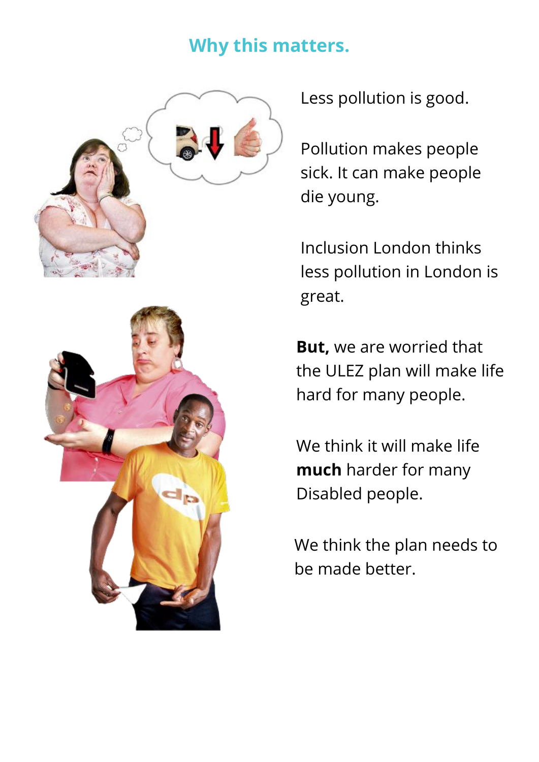## Why this matters.

Less pollution is good.

Pollution makes people sick. It can make people die young.

Inclusion London thinks less pollution in London is great.

**But,** we are worried that the ULEZ plan will make life hard for many people.

We think it will make life **much** harder for many Disabled people.

We think the plan needs to be made better.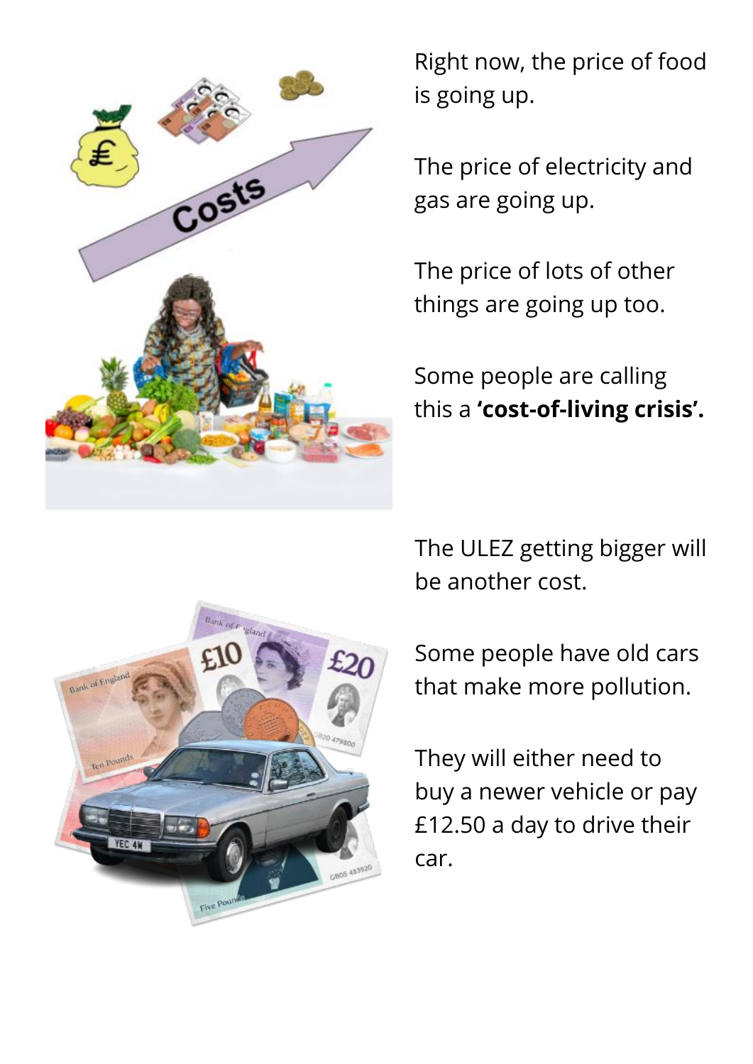Right now, the price of food is going up.

The price of electricity and gas are going up.

The price of lots of other things are going up too.

Some people are calling this a **'cost-of-living crisis'.**

The ULEZ getting bigger will be another cost.

Some people have old cars that make more pollution.

They will either need to buy a newer vehicle or pay £12.50 a day to drive their car.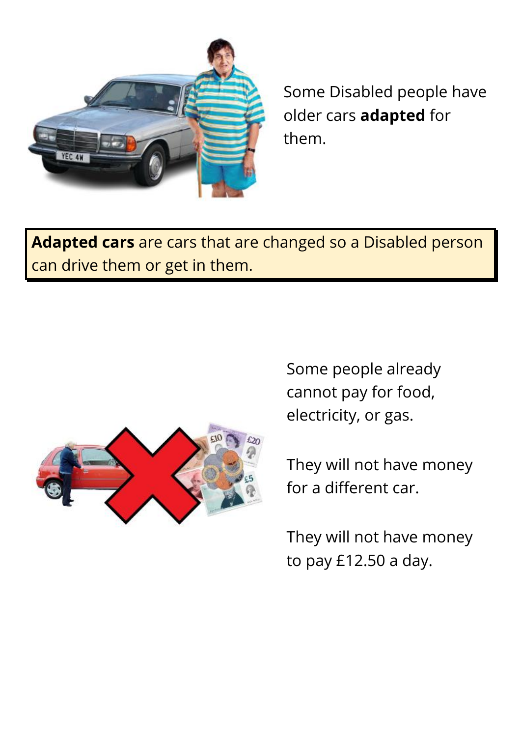Some Disabled people have older cars **adapted** for them.

**Adapted cars** are cars that are changed so a Disabled person can drive them or get in them.

Some people already cannot pay for food, electricity, or gas.

They will not have money for a different car.

They will not have money to pay £12.50 a day.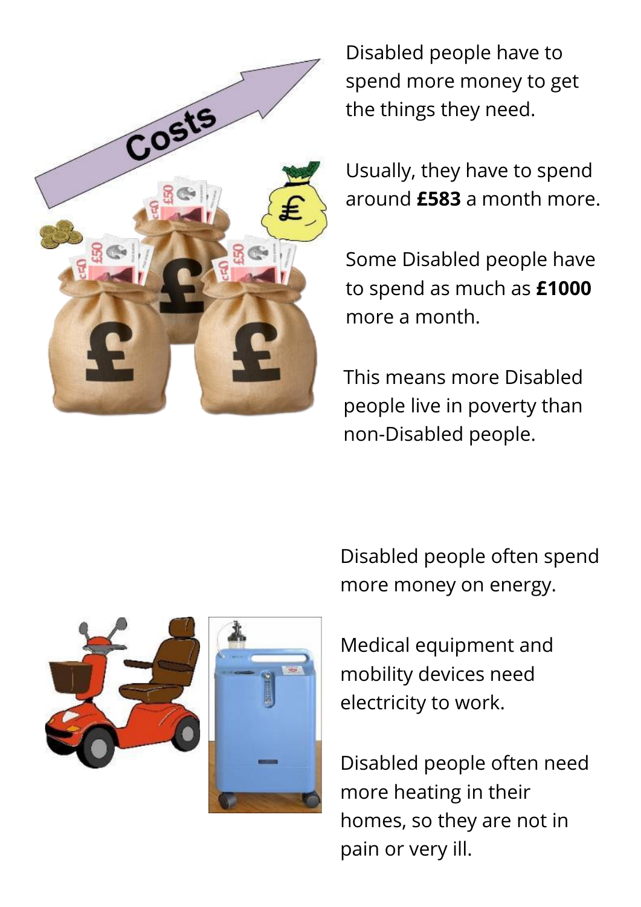Disabled people have to spend more money to get the things they need.

Usually, they have to spend around **£583** a month more.

Some Disabled people have to spend as much as **£1000** more a month.

This means more Disabled people live in poverty than non-Disabled people.

Disabled people often spend more money on energy.

Medical equipment and mobility devices need electricity to work.

Disabled people often need more heating in their homes, so they are not in pain or very ill.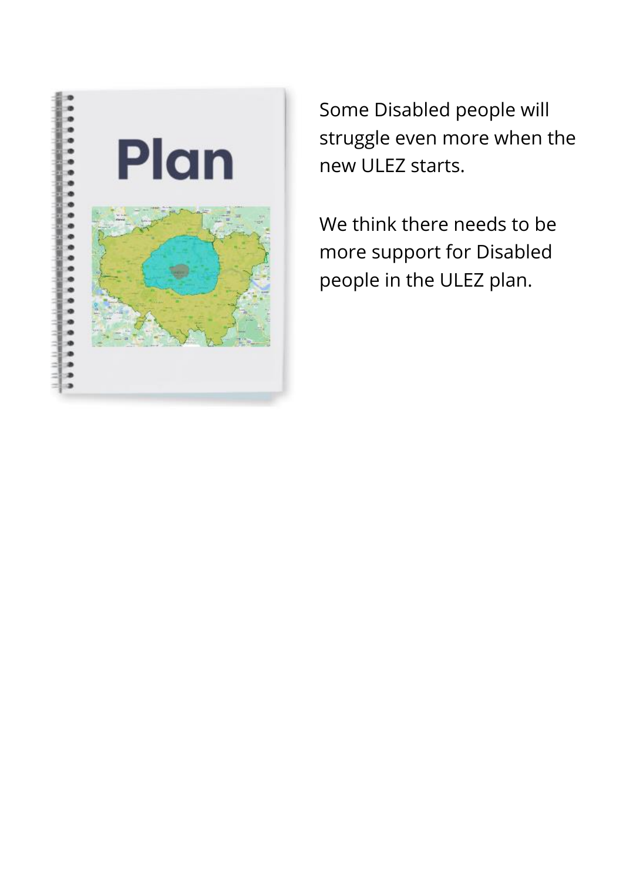Some Disabled people will struggle even more when the new ULEZ starts.

We think there needs to be more support for Disabled people in the ULEZ plan.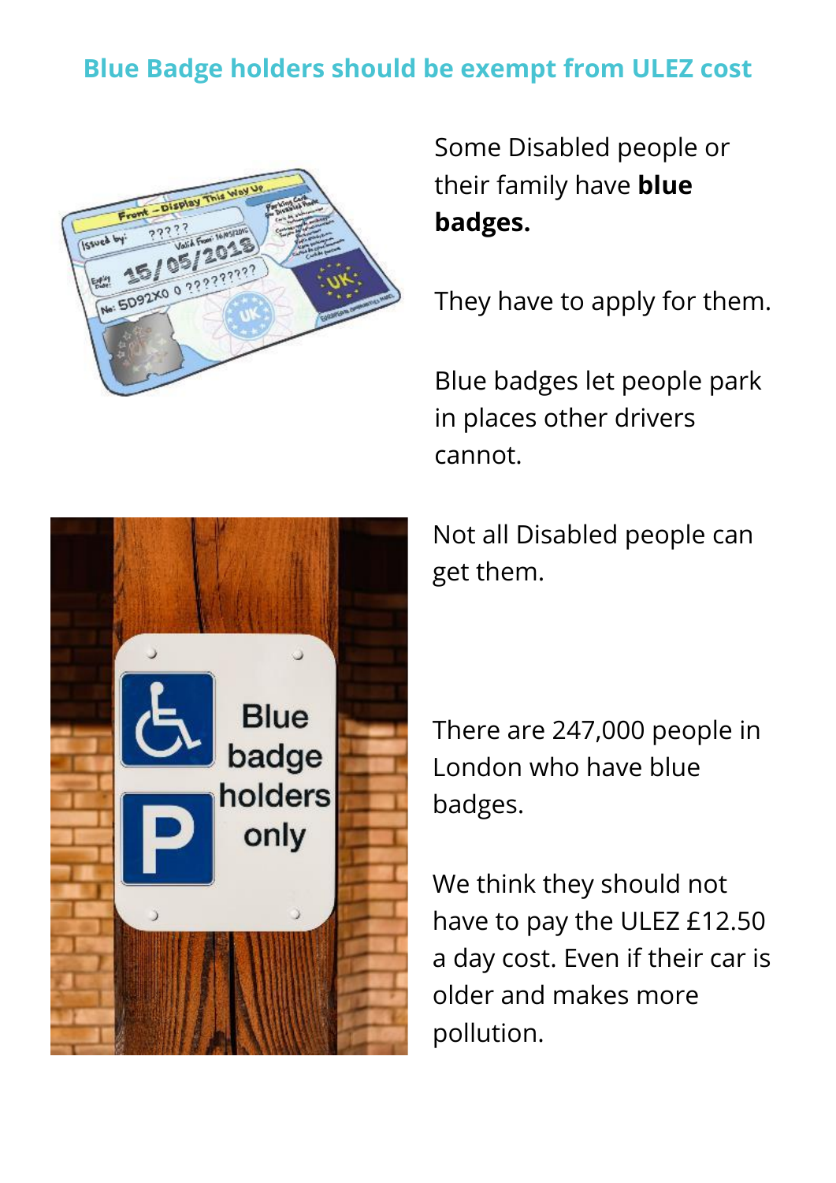## Blue Badge holders should be exempt from ULEZ cost

Some Disabled people or their family have **blue badges.**

They have to apply for them.

Blue badges let people park in places other drivers cannot.

Not all Disabled people can get them.

There are 247,000 people in London who have blue badges.

We think they should not have to pay the ULEZ £12.50 a day cost. Even if their car is older and makes more pollution.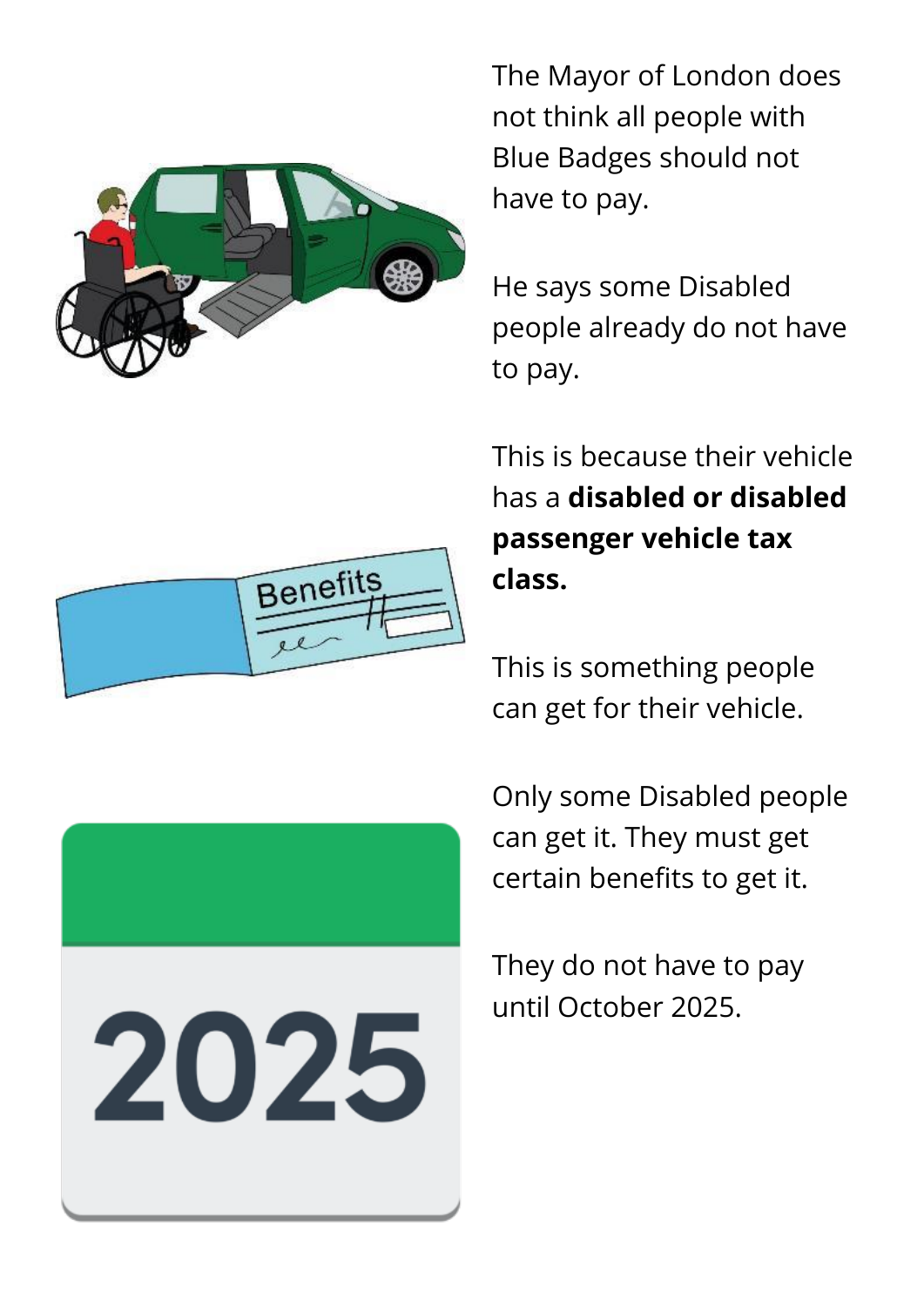The Mayor of London does not think all people with Blue Badges should not have to pay.

He says some Disabled people already do not have to pay.

This is because their vehicle has a **disabled or disabled passenger vehicle tax class.**

This is something people can get for their vehicle.

Only some Disabled people can get it. They must get certain benefits to get it.

They do not have to pay until October 2025.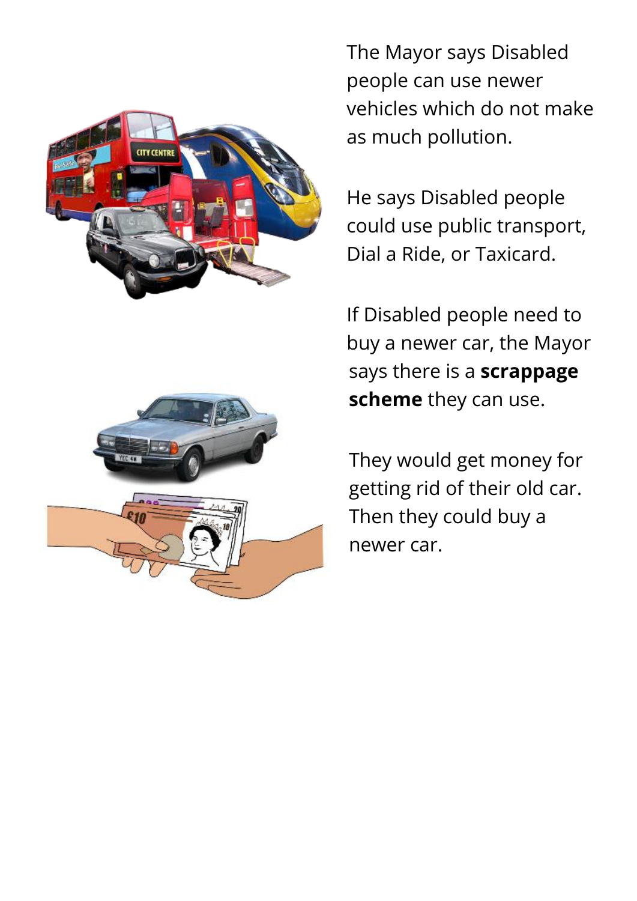The Mayor says Disabled people can use newer vehicles which do not make as much pollution.

He says Disabled people could use public transport, Dial a Ride, or Taxicard.

If Disabled people need to buy a newer car, the Mayor says there is a **scrappage scheme** they can use.

They would get money for getting rid of their old car. Then they could buy a newer car.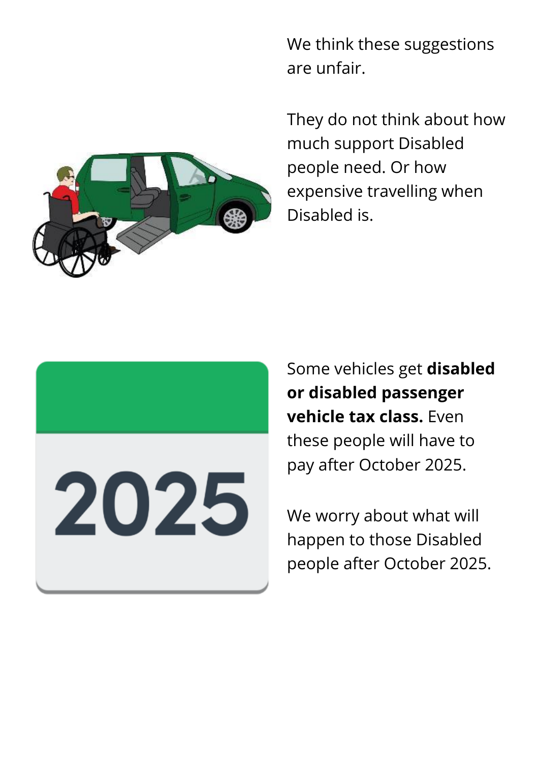We think these suggestions are unfair.

They do not think about how much support Disabled people need. Or how expensive travelling when Disabled is.

Some vehicles get **disabled or disabled passenger vehicle tax class.** Even these people will have to pay after October 2025.

We worry about what will happen to those Disabled people after October 2025.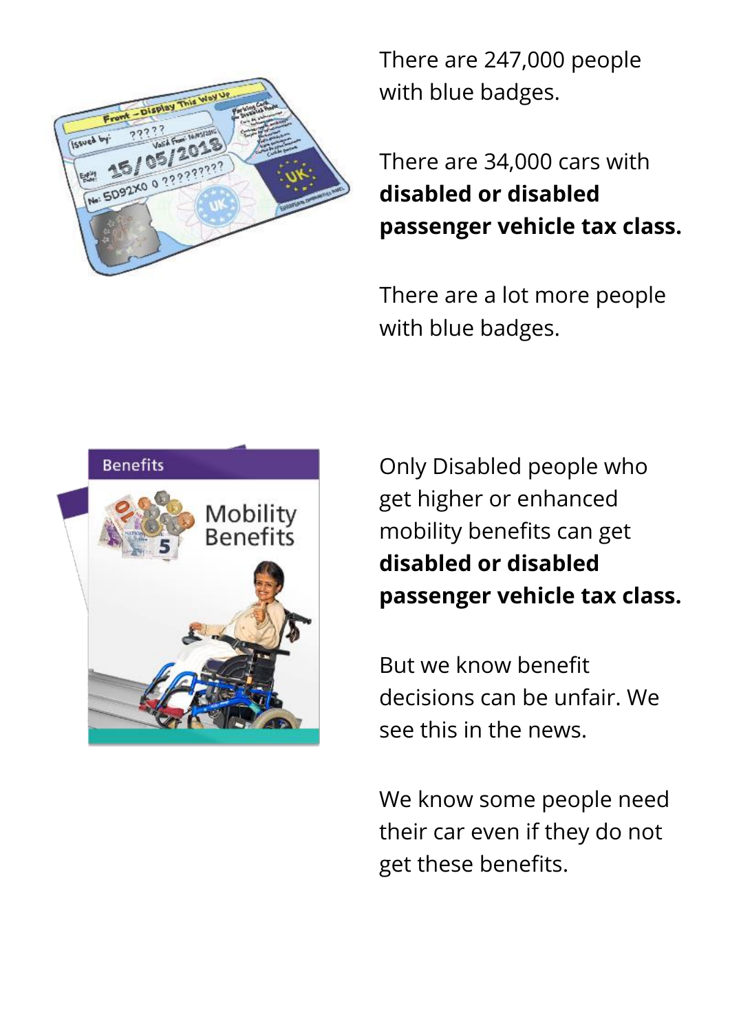There are 247,000 people with blue badges.

There are 34,000 cars with **disabled or disabled passenger vehicle tax class.**

There are a lot more people with blue badges.

Only Disabled people who get higher or enhanced mobility benefits can get **disabled or disabled passenger vehicle tax class.**

But we know benefit decisions can be unfair. We see this in the news.

We know some people need their car even if they do not get these benefits.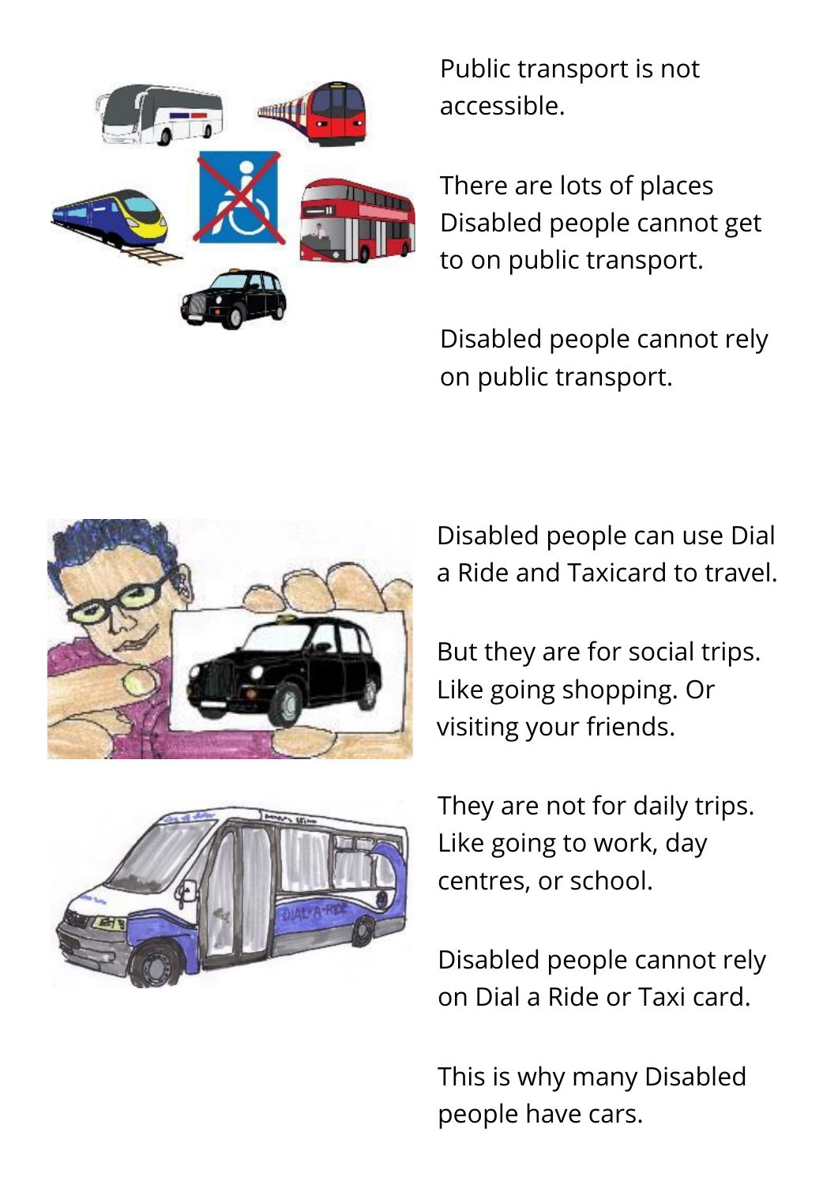Public transport is not accessible.

There are lots of places Disabled people cannot get to on public transport.

Disabled people cannot rely on public transport.

Disabled people can use Dial a Ride and Taxicard to travel.

But they are for social trips. Like going shopping. Or visiting your friends.

They are not for daily trips. Like going to work, day centres, or school.

Disabled people cannot rely on Dial a Ride or Taxi card.

This is why many Disabled people have cars.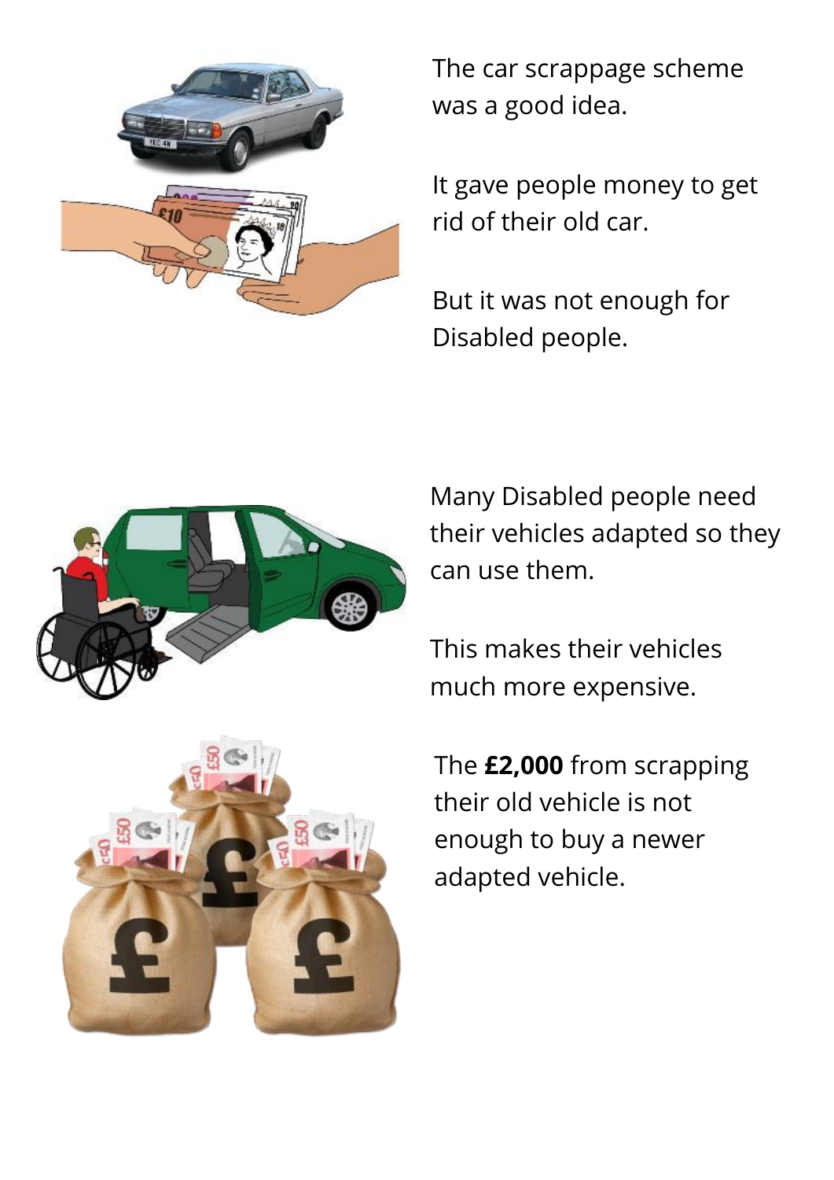The car scrappage scheme was a good idea.

It gave people money to get rid of their old car.

But it was not enough for Disabled people.

Many Disabled people need their vehicles adapted so they can use them.

This makes their vehicles much more expensive.

The **£2,000** from scrapping their old vehicle is not enough to buy a newer adapted vehicle.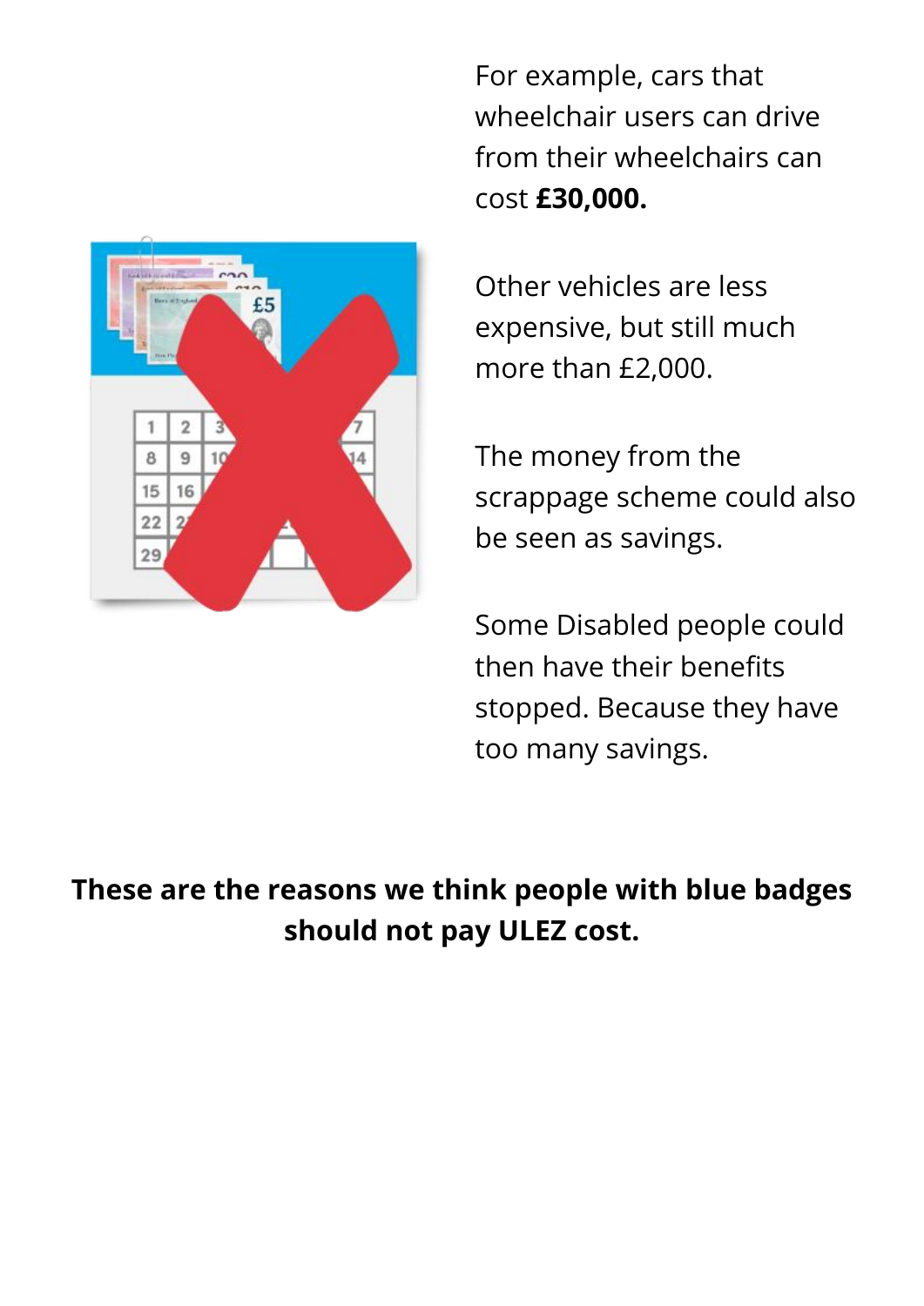For example, cars that wheelchair users can drive from their wheelchairs can cost **£30,000.**

Other vehicles are less expensive, but still much more than £2,000.

The money from the scrappage scheme could also be seen as savings.

Some Disabled people could then have their benefits stopped. Because they have too many savings.

**These are the reasons we think people with blue badges should not pay ULEZ cost.**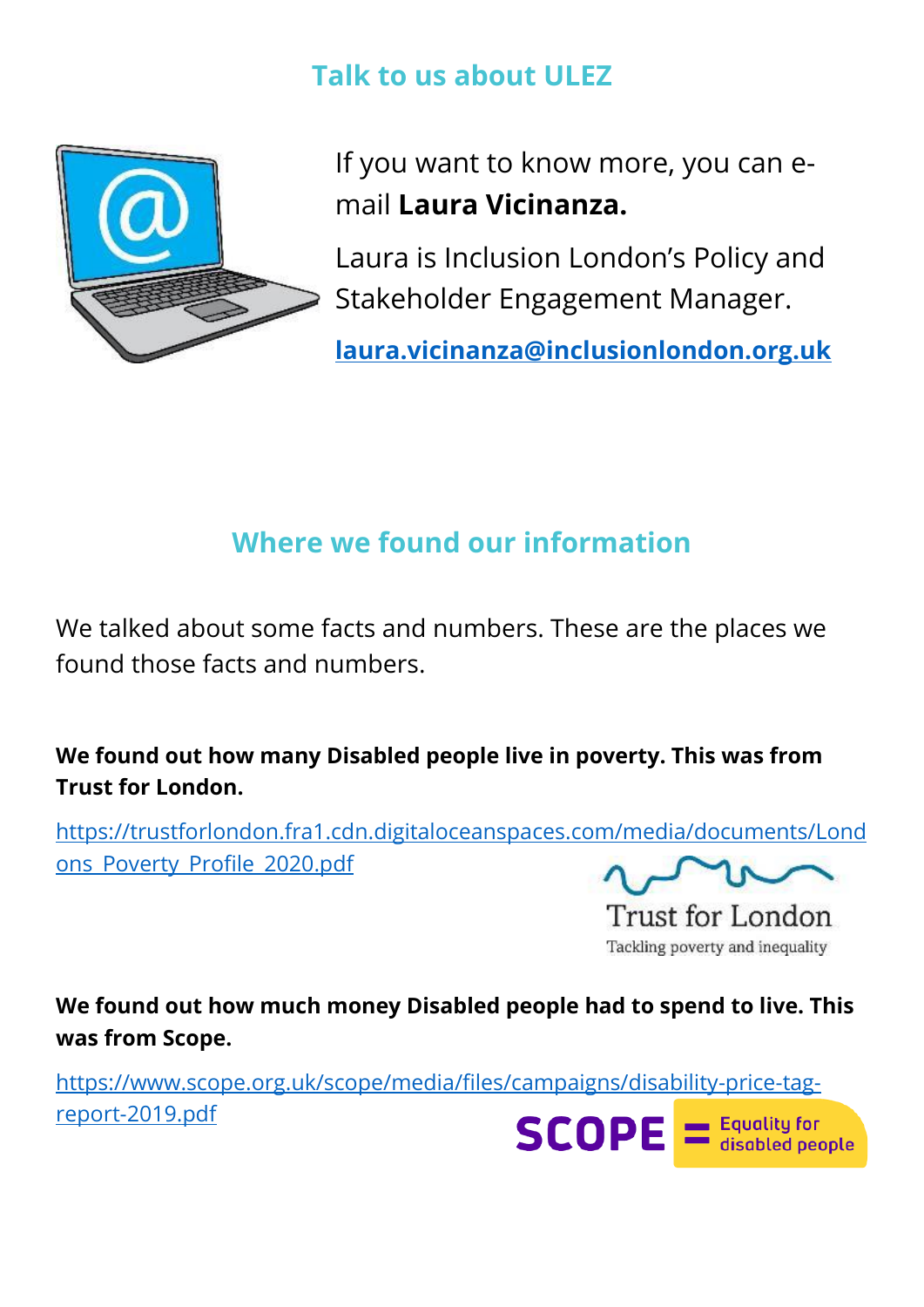## Talk to us about ULEZ

If you want to know more, you can e-mail **Laura Vicinanza.**

Laura is Inclusion London's Policy and Stakeholder Engagement Manager.

**laura.vicinanza@inclusionlondon.org.uk**

## Where we found our information

We talked about some facts and numbers. These are the places we found those facts and numbers.

**We found out how many Disabled people live in poverty. This was from Trust for London.**

https://trustforlondon.fra1.cdn.digitaloceanspaces.com/media/documents/Londons_Poverty_Profile_2020.pdf

**We found out how much money Disabled people had to spend to live. This was from Scope.**

https://www.scope.org.uk/scope/media/files/campaigns/disability-price-tag-report-2019.pdf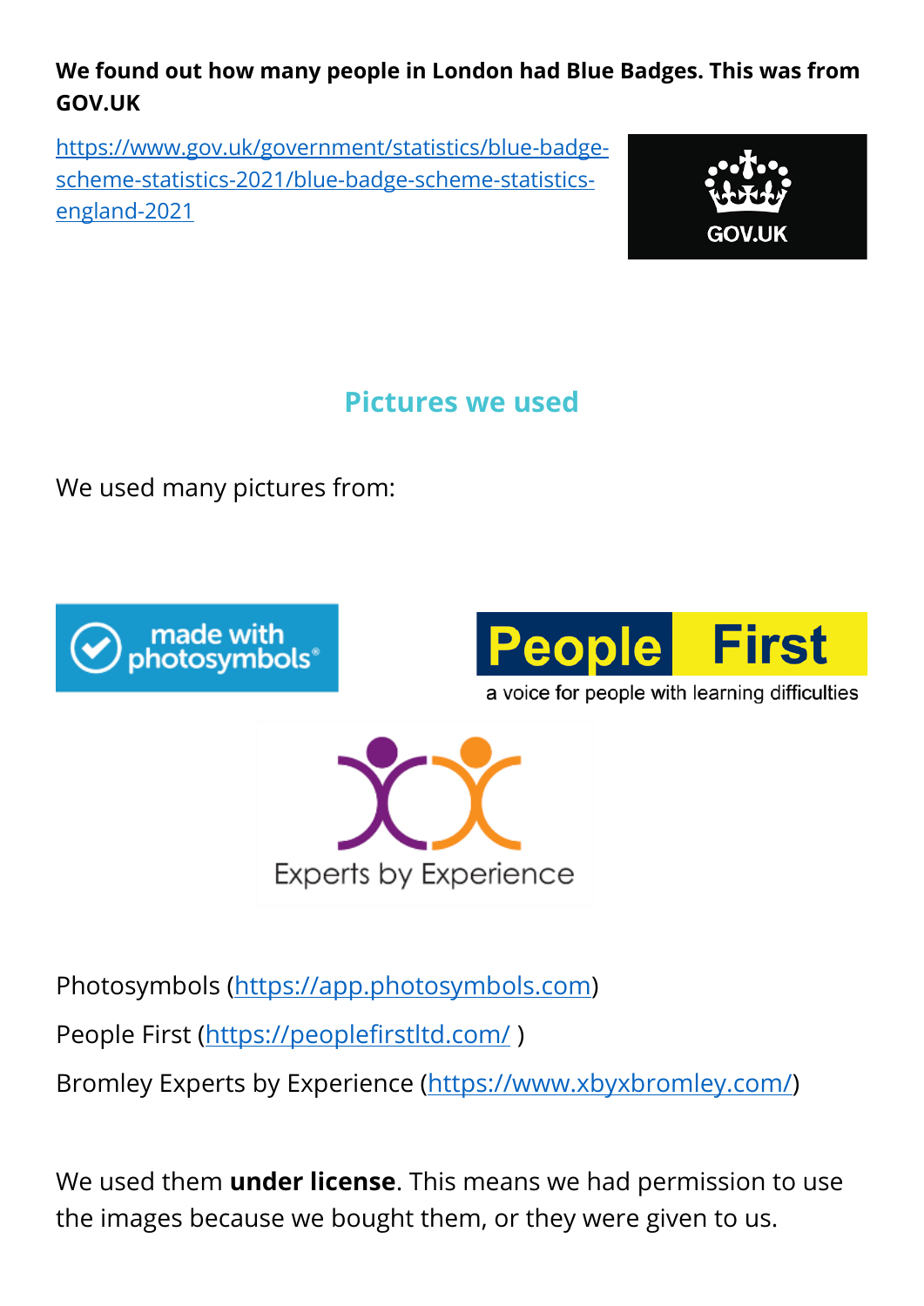**We found out how many people in London had Blue Badges. This was from GOV.UK**

https://www.gov.uk/government/statistics/blue-badge-scheme-statistics-2021/blue-badge-scheme-statistics-england-2021

## Pictures we used

We used many pictures from:

Photosymbols (https://app.photosymbols.com)

People First (https://peoplefirstltd.com/ )

Bromley Experts by Experience (https://www.xbyxbromley.com/)

We used them **under license**. This means we had permission to use the images because we bought them, or they were given to us.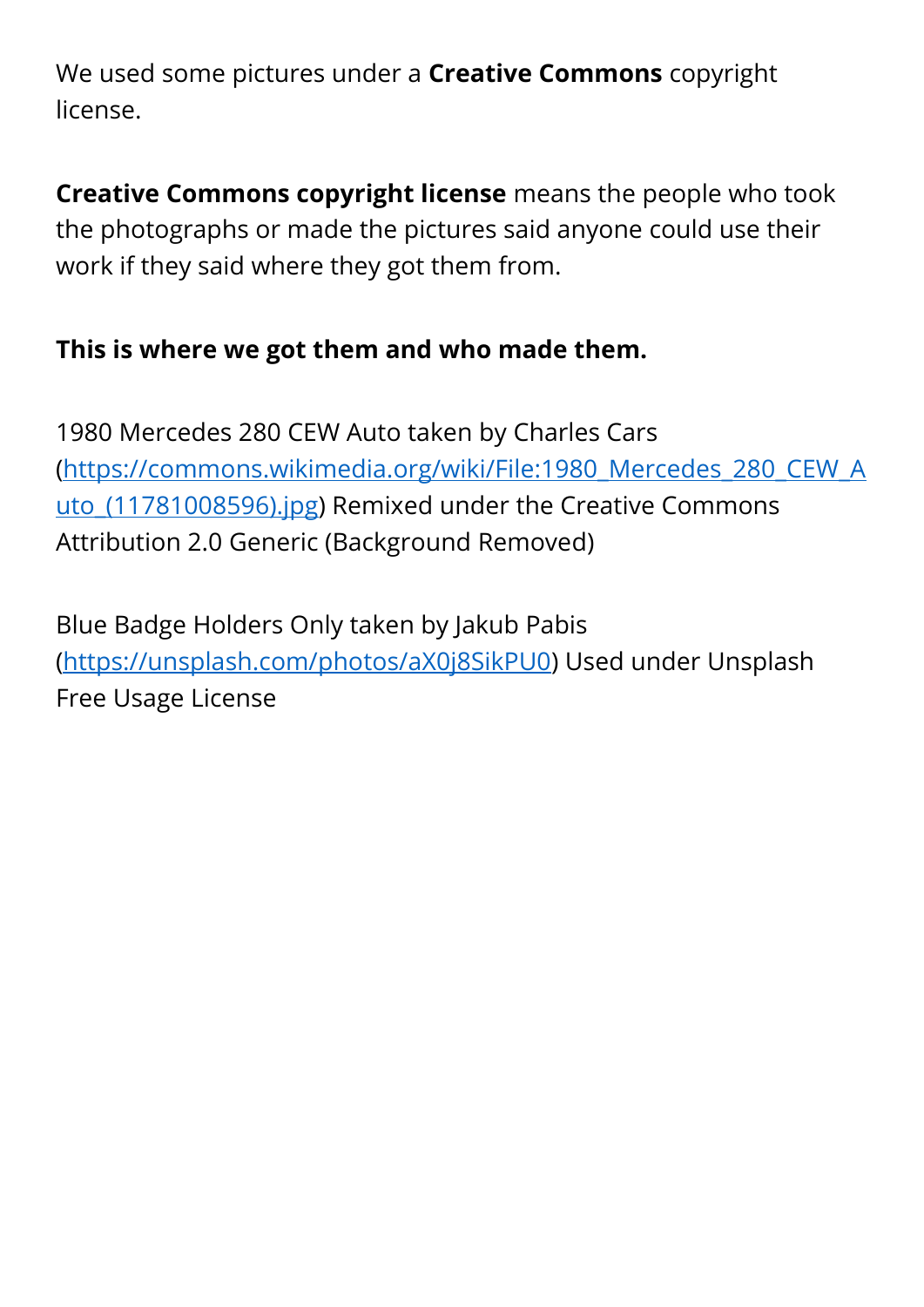We used some pictures under a **Creative Commons** copyright license.

**Creative Commons copyright license** means the people who took the photographs or made the pictures said anyone could use their work if they said where they got them from.

**This is where we got them and who made them.**

1980 Mercedes 280 CEW Auto taken by Charles Cars (https://commons.wikimedia.org/wiki/File:1980_Mercedes_280_CEW_Auto_(11781008596).jpg) Remixed under the Creative Commons Attribution 2.0 Generic (Background Removed)

Blue Badge Holders Only taken by Jakub Pabis (https://unsplash.com/photos/aX0j8SikPU0) Used under Unsplash Free Usage License